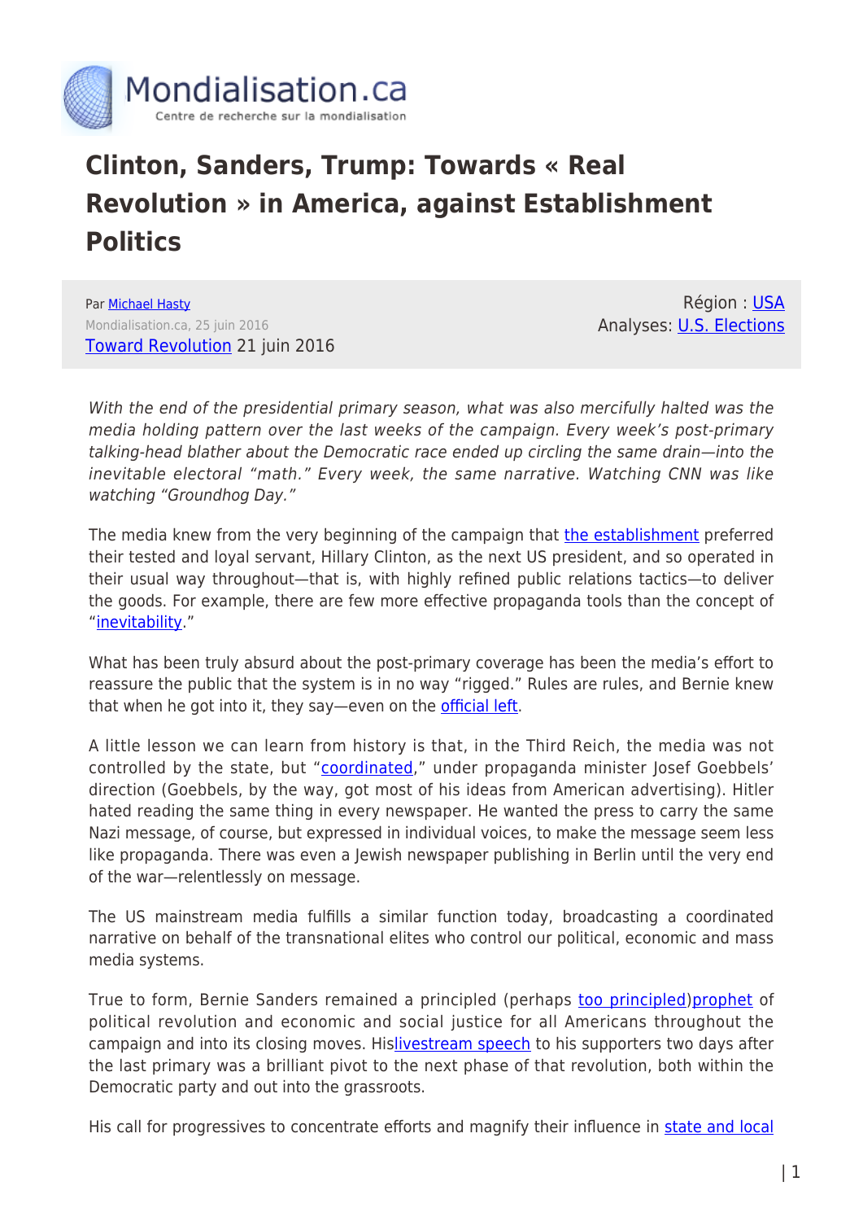Mondialisation.ca
Centre de recherche sur la mondialisation

# Clinton, Sanders, Trump: Towards « Real Revolution » in America, against Establishment Politics

Par Michael Hasty
Mondialisation.ca, 25 juin 2016
Toward Revolution 21 juin 2016

Région : USA
Analyses: U.S. Elections

*With the end of the presidential primary season, what was also mercifully halted was the media holding pattern over the last weeks of the campaign. Every week's post-primary talking-head blather about the Democratic race ended up circling the same drain—into the inevitable electoral "math." Every week, the same narrative. Watching CNN was like watching "Groundhog Day."*

The media knew from the very beginning of the campaign that the establishment preferred their tested and loyal servant, Hillary Clinton, as the next US president, and so operated in their usual way throughout—that is, with highly refined public relations tactics—to deliver the goods. For example, there are few more effective propaganda tools than the concept of "inevitability."

What has been truly absurd about the post-primary coverage has been the media's effort to reassure the public that the system is in no way "rigged." Rules are rules, and Bernie knew that when he got into it, they say—even on the official left.

A little lesson we can learn from history is that, in the Third Reich, the media was not controlled by the state, but "coordinated," under propaganda minister Josef Goebbels' direction (Goebbels, by the way, got most of his ideas from American advertising). Hitler hated reading the same thing in every newspaper. He wanted the press to carry the same Nazi message, of course, but expressed in individual voices, to make the message seem less like propaganda. There was even a Jewish newspaper publishing in Berlin until the very end of the war—relentlessly on message.

The US mainstream media fulfills a similar function today, broadcasting a coordinated narrative on behalf of the transnational elites who control our political, economic and mass media systems.

True to form, Bernie Sanders remained a principled (perhaps too principled)prophet of political revolution and economic and social justice for all Americans throughout the campaign and into its closing moves. Hislivestream speech to his supporters two days after the last primary was a brilliant pivot to the next phase of that revolution, both within the Democratic party and out into the grassroots.

His call for progressives to concentrate efforts and magnify their influence in state and local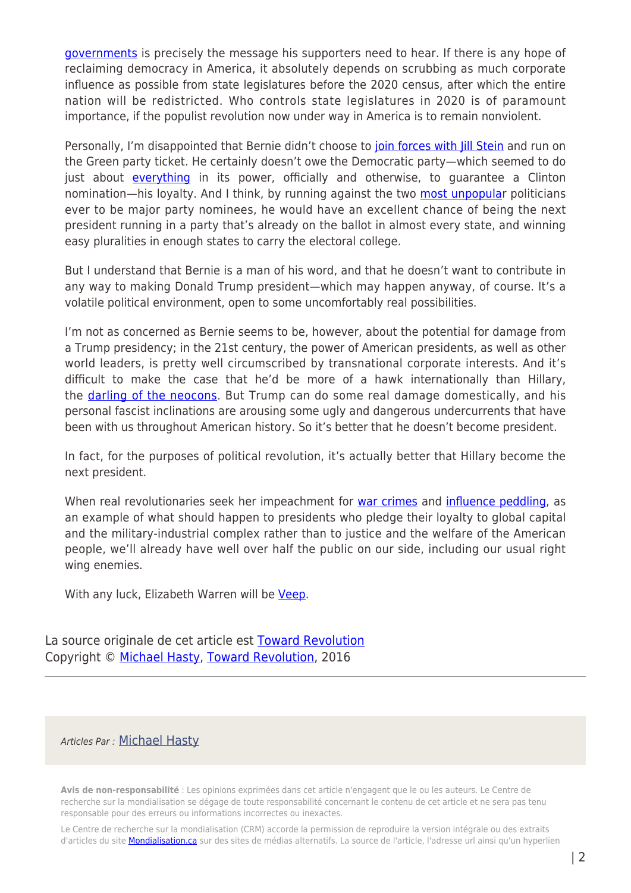governments is precisely the message his supporters need to hear. If there is any hope of reclaiming democracy in America, it absolutely depends on scrubbing as much corporate influence as possible from state legislatures before the 2020 census, after which the entire nation will be redistricted. Who controls state legislatures in 2020 is of paramount importance, if the populist revolution now under way in America is to remain nonviolent.

Personally, I'm disappointed that Bernie didn't choose to join forces with Jill Stein and run on the Green party ticket. He certainly doesn't owe the Democratic party—which seemed to do just about everything in its power, officially and otherwise, to guarantee a Clinton nomination—his loyalty. And I think, by running against the two most unpopular politicians ever to be major party nominees, he would have an excellent chance of being the next president running in a party that's already on the ballot in almost every state, and winning easy pluralities in enough states to carry the electoral college.

But I understand that Bernie is a man of his word, and that he doesn't want to contribute in any way to making Donald Trump president—which may happen anyway, of course. It's a volatile political environment, open to some uncomfortably real possibilities.

I'm not as concerned as Bernie seems to be, however, about the potential for damage from a Trump presidency; in the 21st century, the power of American presidents, as well as other world leaders, is pretty well circumscribed by transnational corporate interests. And it's difficult to make the case that he'd be more of a hawk internationally than Hillary, the darling of the neocons. But Trump can do some real damage domestically, and his personal fascist inclinations are arousing some ugly and dangerous undercurrents that have been with us throughout American history. So it's better that he doesn't become president.

In fact, for the purposes of political revolution, it's actually better that Hillary become the next president.

When real revolutionaries seek her impeachment for war crimes and influence peddling, as an example of what should happen to presidents who pledge their loyalty to global capital and the military-industrial complex rather than to justice and the welfare of the American people, we'll already have well over half the public on our side, including our usual right wing enemies.

With any luck, Elizabeth Warren will be Veep.

La source originale de cet article est Toward Revolution
Copyright © Michael Hasty, Toward Revolution, 2016

*Articles Par :* Michael Hasty

**Avis de non-responsabilité** : Les opinions exprimées dans cet article n'engagent que le ou les auteurs. Le Centre de recherche sur la mondialisation se dégage de toute responsabilité concernant le contenu de cet article et ne sera pas tenu responsable pour des erreurs ou informations incorrectes ou inexactes.

Le Centre de recherche sur la mondialisation (CRM) accorde la permission de reproduire la version intégrale ou des extraits d'articles du site Mondialisation.ca sur des sites de médias alternatifs. La source de l'article, l'adresse url ainsi qu'un hyperlien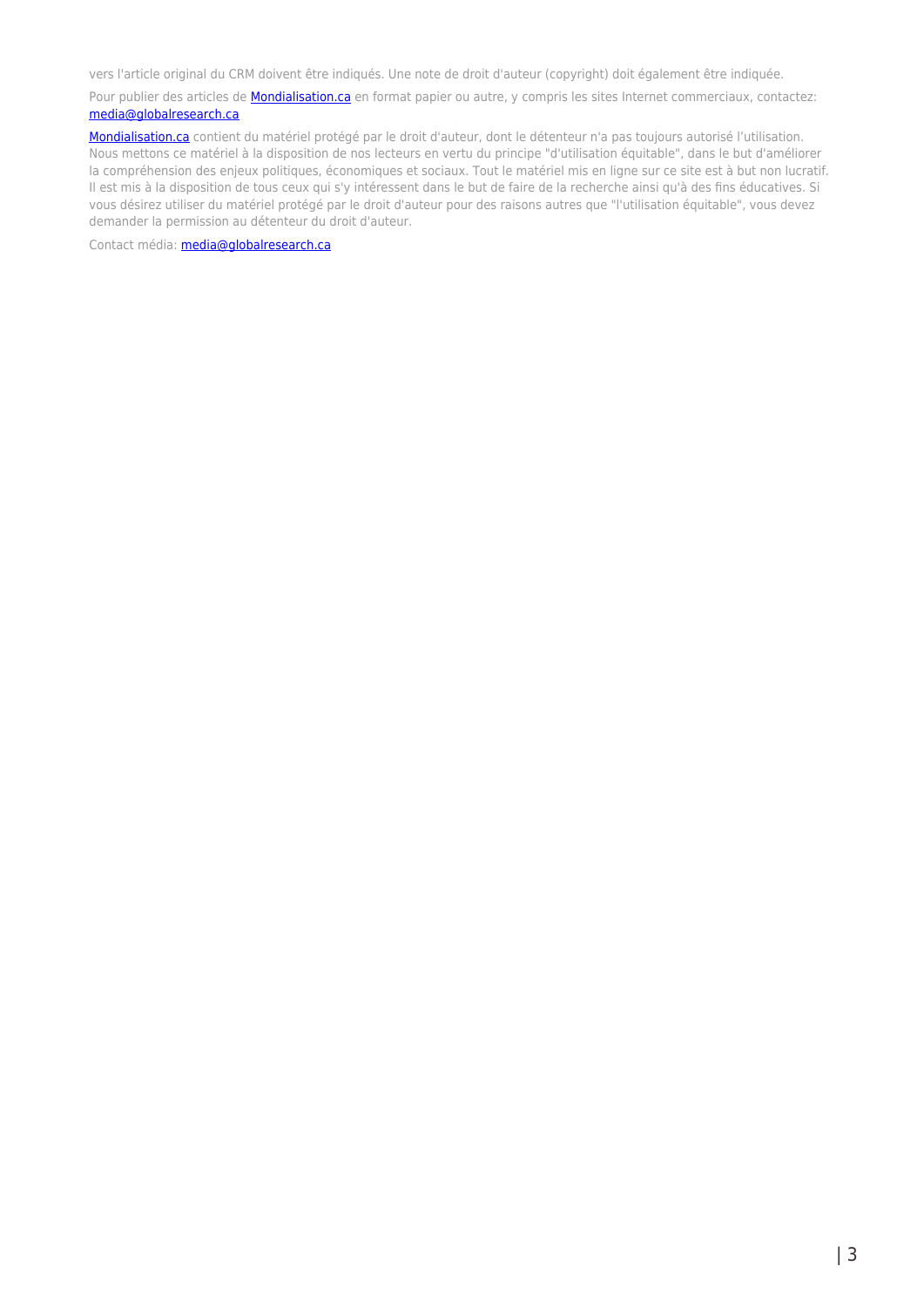vers l'article original du CRM doivent être indiqués. Une note de droit d'auteur (copyright) doit également être indiquée.

Pour publier des articles de Mondialisation.ca en format papier ou autre, y compris les sites Internet commerciaux, contactez: media@globalresearch.ca

Mondialisation.ca contient du matériel protégé par le droit d'auteur, dont le détenteur n'a pas toujours autorisé l'utilisation. Nous mettons ce matériel à la disposition de nos lecteurs en vertu du principe "d'utilisation équitable", dans le but d'améliorer la compréhension des enjeux politiques, économiques et sociaux. Tout le matériel mis en ligne sur ce site est à but non lucratif. Il est mis à la disposition de tous ceux qui s'y intéressent dans le but de faire de la recherche ainsi qu'à des fins éducatives. Si vous désirez utiliser du matériel protégé par le droit d'auteur pour des raisons autres que "l'utilisation équitable", vous devez demander la permission au détenteur du droit d'auteur.

Contact média: media@globalresearch.ca